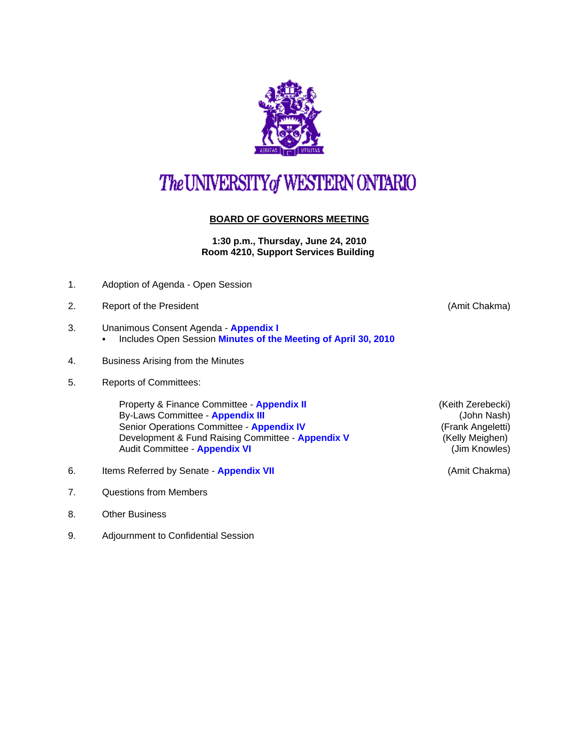# The UNIVERSITY of WESTERN ONTARIO

## BOARD OF GOVERNORS MEETING

**1:30 p.m., Thursday, June 24, 2010**
**Room 4210, Support Services Building**

1. Adoption of Agenda - Open Session
2. Report of the President (Amit Chakma)
3. Unanimous Consent Agenda - **Appendix I**
   - Includes Open Session **Minutes of the Meeting of April 30, 2010**
4. Business Arising from the Minutes
5. Reports of Committees:

   Property & Finance Committee - **Appendix II** (Keith Zerebecki)
   By-Laws Committee - **Appendix III** (John Nash)
   Senior Operations Committee - **Appendix IV** (Frank Angeletti)
   Development & Fund Raising Committee - **Appendix V** (Kelly Meighen)
   Audit Committee - **Appendix VI** (Jim Knowles)

6. Items Referred by Senate - **Appendix VII** (Amit Chakma)
7. Questions from Members
8. Other Business
9. Adjournment to Confidential Session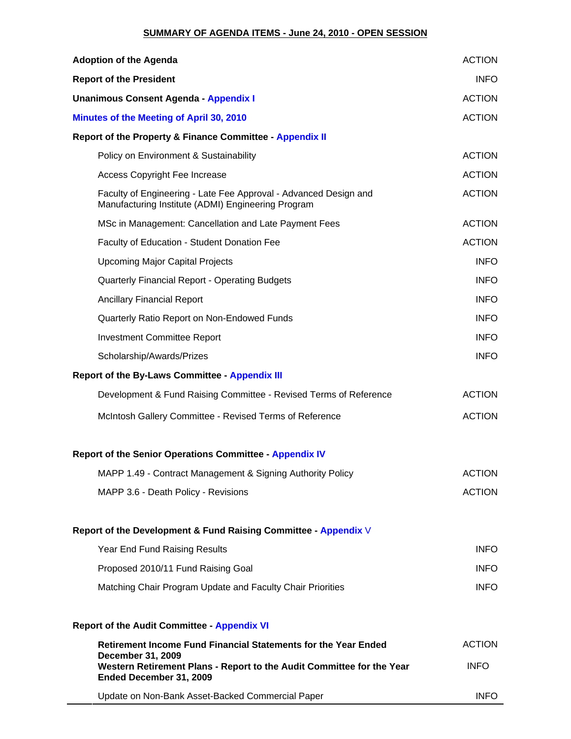# SUMMARY OF AGENDA ITEMS - June 24, 2010 - OPEN SESSION

| Item | Type |
|---|---|
| **Adoption of the Agenda** | ACTION |
| **Report of the President** | INFO |
| **Unanimous Consent Agenda - Appendix I** | ACTION |
| **Minutes of the Meeting of April 30, 2010** | ACTION |
| **Report of the Property & Finance Committee - Appendix II** | |
| Policy on Environment & Sustainability | ACTION |
| Access Copyright Fee Increase | ACTION |
| Faculty of Engineering - Late Fee Approval - Advanced Design and Manufacturing Institute (ADMI) Engineering Program | ACTION |
| MSc in Management: Cancellation and Late Payment Fees | ACTION |
| Faculty of Education - Student Donation Fee | ACTION |
| Upcoming Major Capital Projects | INFO |
| Quarterly Financial Report - Operating Budgets | INFO |
| Ancillary Financial Report | INFO |
| Quarterly Ratio Report on Non-Endowed Funds | INFO |
| Investment Committee Report | INFO |
| Scholarship/Awards/Prizes | INFO |
| **Report of the By-Laws Committee - Appendix III** | |
| Development & Fund Raising Committee - Revised Terms of Reference | ACTION |
| McIntosh Gallery Committee - Revised Terms of Reference | ACTION |
| **Report of the Senior Operations Committee - Appendix IV** | |
| MAPP 1.49 - Contract Management & Signing Authority Policy | ACTION |
| MAPP 3.6 - Death Policy - Revisions | ACTION |
| **Report of the Development & Fund Raising Committee - Appendix V** | |
| Year End Fund Raising Results | INFO |
| Proposed 2010/11 Fund Raising Goal | INFO |
| Matching Chair Program Update and Faculty Chair Priorities | INFO |
| **Report of the Audit Committee - Appendix VI** | |
| **Retirement Income Fund Financial Statements for the Year Ended December 31, 2009** | ACTION |
| **Western Retirement Plans - Report to the Audit Committee for the Year Ended December 31, 2009** | INFO |
| Update on Non-Bank Asset-Backed Commercial Paper | INFO |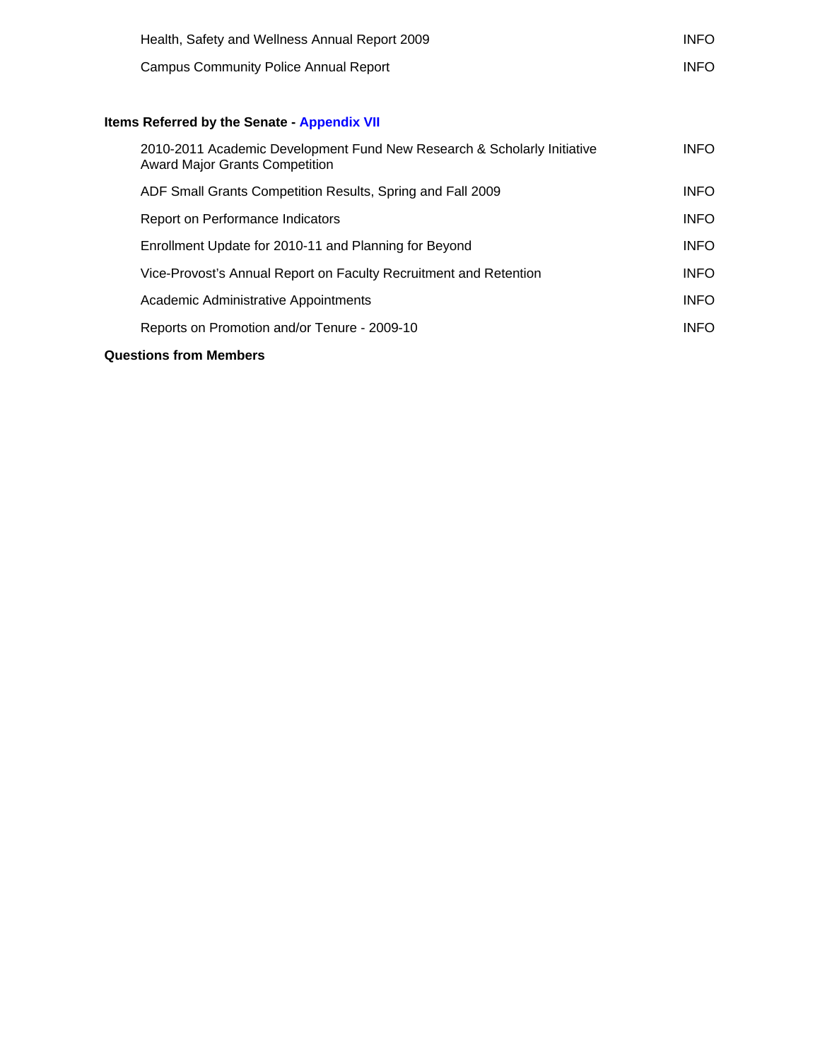| | |
|---|---|
| Health, Safety and Wellness Annual Report 2009 | INFO |
| Campus Community Police Annual Report | INFO |

**Items Referred by the Senate - Appendix VII**

| | |
|---|---|
| 2010-2011 Academic Development Fund New Research & Scholarly Initiative Award Major Grants Competition | INFO |
| ADF Small Grants Competition Results, Spring and Fall 2009 | INFO |
| Report on Performance Indicators | INFO |
| Enrollment Update for 2010-11 and Planning for Beyond | INFO |
| Vice-Provost's Annual Report on Faculty Recruitment and Retention | INFO |
| Academic Administrative Appointments | INFO |
| Reports on Promotion and/or Tenure - 2009-10 | INFO |

**Questions from Members**